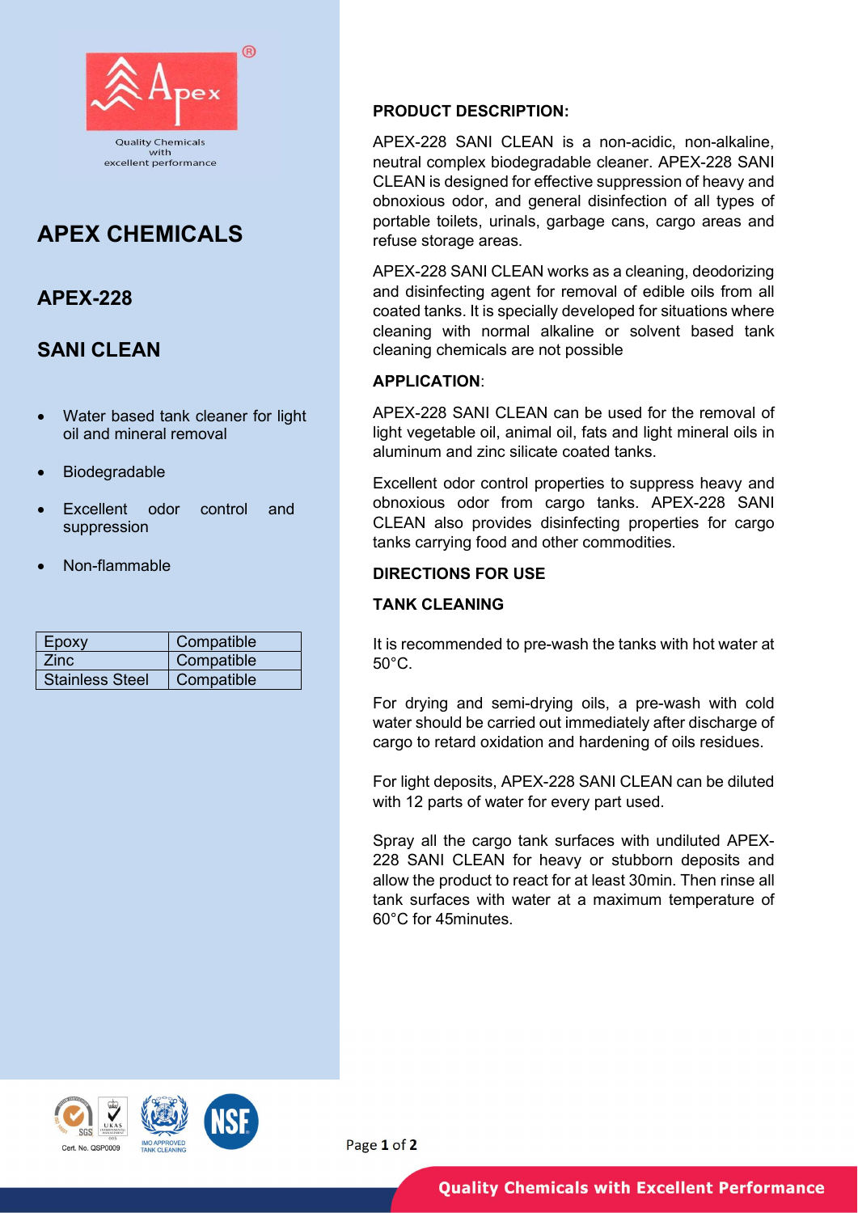Quality Chemicals with excellent performance

# APEX CHEMICALS

## APEX-228

## SANI CLEAN

- Water based tank cleaner for light oil and mineral removal
- Biodegradable
- Excellent odor control and suppression
- Non-flammable

| Epoxy | Compatible |
|---|---|
| Zinc | Compatible |
| Stainless Steel | Compatible |

### PRODUCT DESCRIPTION:

APEX-228 SANI CLEAN is a non-acidic, non-alkaline, neutral complex biodegradable cleaner. APEX-228 SANI CLEAN is designed for effective suppression of heavy and obnoxious odor, and general disinfection of all types of portable toilets, urinals, garbage cans, cargo areas and refuse storage areas.

APEX-228 SANI CLEAN works as a cleaning, deodorizing and disinfecting agent for removal of edible oils from all coated tanks. It is specially developed for situations where cleaning with normal alkaline or solvent based tank cleaning chemicals are not possible

### APPLICATION:

APEX-228 SANI CLEAN can be used for the removal of light vegetable oil, animal oil, fats and light mineral oils in aluminum and zinc silicate coated tanks.

Excellent odor control properties to suppress heavy and obnoxious odor from cargo tanks. APEX-228 SANI CLEAN also provides disinfecting properties for cargo tanks carrying food and other commodities.

### DIRECTIONS FOR USE

### TANK CLEANING

It is recommended to pre-wash the tanks with hot water at 50°C.

For drying and semi-drying oils, a pre-wash with cold water should be carried out immediately after discharge of cargo to retard oxidation and hardening of oils residues.

For light deposits, APEX-228 SANI CLEAN can be diluted with 12 parts of water for every part used.

Spray all the cargo tank surfaces with undiluted APEX-228 SANI CLEAN for heavy or stubborn deposits and allow the product to react for at least 30min. Then rinse all tank surfaces with water at a maximum temperature of 60°C for 45minutes.

Cert. No. QSP0009

IMO APPROVED TANK CLEANING

Quality Chemicals with Excellent Performance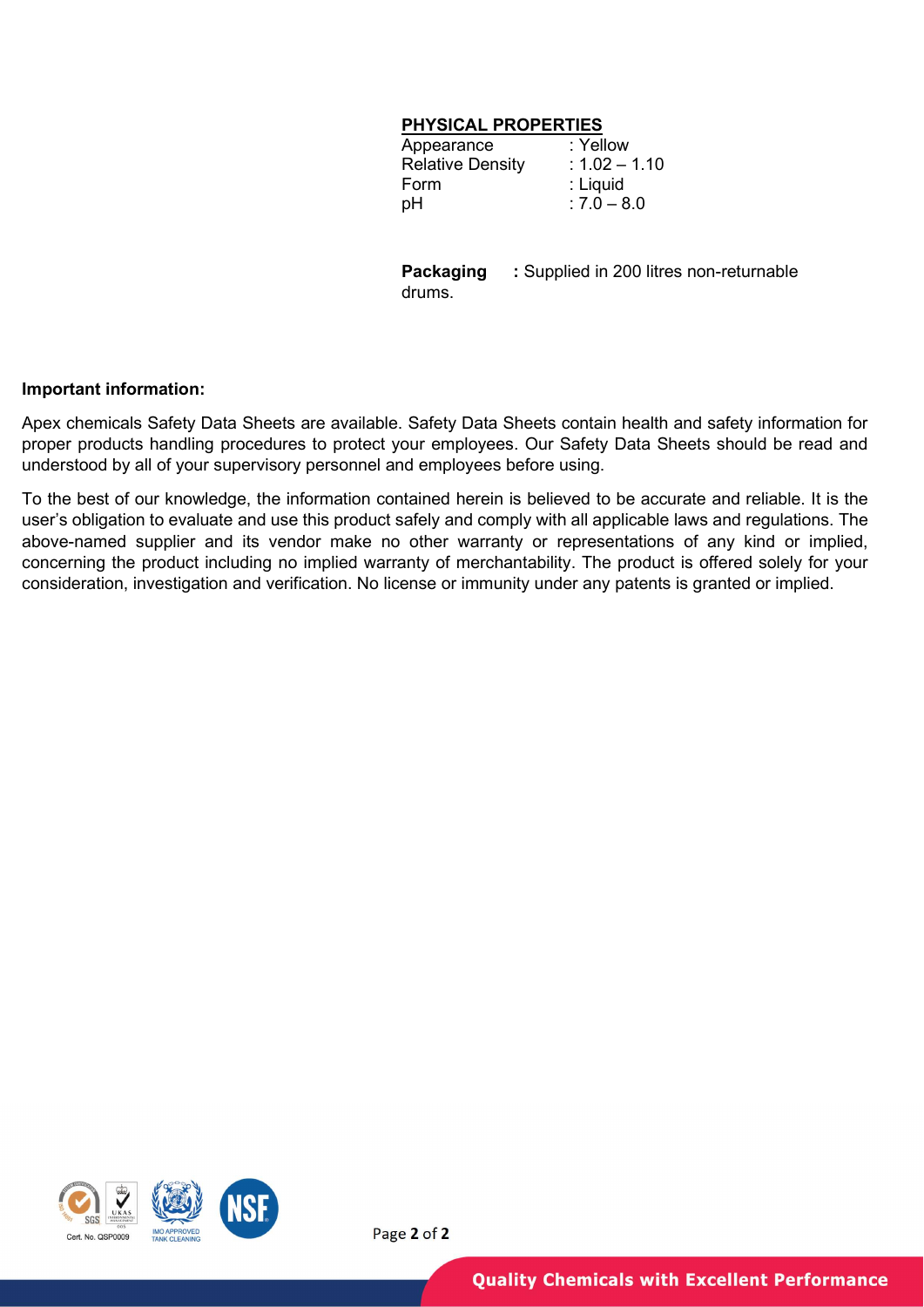## PHYSICAL PROPERTIES

| | |
|---|---|
| Appearance | : Yellow |
| Relative Density | : 1.02 – 1.10 |
| Form | : Liquid |
| pH | : 7.0 – 8.0 |

**Packaging** **:** Supplied in 200 litres non-returnable drums.

**Important information:**

Apex chemicals Safety Data Sheets are available. Safety Data Sheets contain health and safety information for proper products handling procedures to protect your employees. Our Safety Data Sheets should be read and understood by all of your supervisory personnel and employees before using.

To the best of our knowledge, the information contained herein is believed to be accurate and reliable. It is the user's obligation to evaluate and use this product safely and comply with all applicable laws and regulations. The above-named supplier and its vendor make no other warranty or representations of any kind or implied, concerning the product including no implied warranty of merchantability. The product is offered solely for your consideration, investigation and verification. No license or immunity under any patents is granted or implied.

Cert. No. QSP0009

IMO APPROVED TANK CLEANING

Quality Chemicals with Excellent Performance